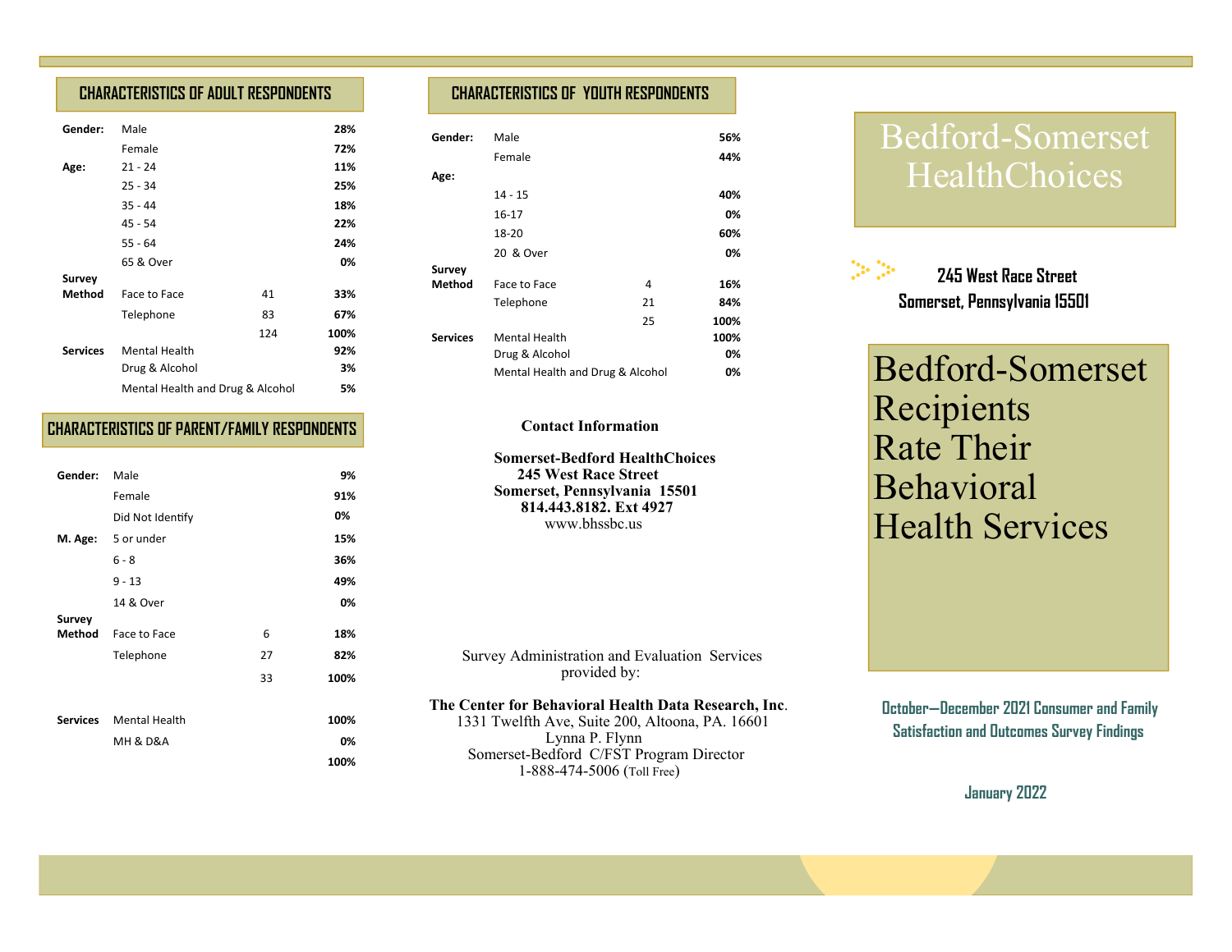## CHARACTERISTICS OF ADULT RESPONDENTS

| | | | |
|---|---|---|---|
| **Gender:** | Male | | **28%** |
| | Female | | **72%** |
| **Age:** | 21 - 24 | | **11%** |
| | 25 - 34 | | **25%** |
| | 35 - 44 | | **18%** |
| | 45 - 54 | | **22%** |
| | 55 - 64 | | **24%** |
| | 65 & Over | | **0%** |
| **Survey Method** | Face to Face | 41 | **33%** |
| | Telephone | 83 | **67%** |
| | | 124 | **100%** |
| **Services** | Mental Health | | **92%** |
| | Drug & Alcohol | | **3%** |
| | Mental Health and Drug & Alcohol | | **5%** |

## CHARACTERISTICS OF PARENT/FAMILY RESPONDENTS

| | | | |
|---|---|---|---|
| **Gender:** | Male | | **9%** |
| | Female | | **91%** |
| | Did Not Identify | | **0%** |
| **M. Age:** | 5 or under | | **15%** |
| | 6 - 8 | | **36%** |
| | 9 - 13 | | **49%** |
| | 14 & Over | | **0%** |
| **Survey Method** | Face to Face | 6 | **18%** |
| | Telephone | 27 | **82%** |
| | | 33 | **100%** |
| **Services** | Mental Health | | **100%** |
| | MH & D&A | | **0%** |
| | | | **100%** |

## CHARACTERISTICS OF YOUTH RESPONDENTS

| | | | |
|---|---|---|---|
| **Gender:** | Male | | **56%** |
| | Female | | **44%** |
| **Age:** | | | |
| | 14 - 15 | | **40%** |
| | 16-17 | | **0%** |
| | 18-20 | | **60%** |
| | 20 & Over | | **0%** |
| **Survey Method** | Face to Face | 4 | **16%** |
| | Telephone | 21 | **84%** |
| | | 25 | **100%** |
| **Services** | Mental Health | | **100%** |
| | Drug & Alcohol | | **0%** |
| | Mental Health and Drug & Alcohol | | **0%** |

**Contact Information**

**Somerset-Bedford HealthChoices**
**245 West Race Street**
**Somerset, Pennsylvania 15501**
**814.443.8182. Ext 4927**
www.bhssbc.us

Survey Administration and Evaluation Services provided by:

**The Center for Behavioral Health Data Research, Inc**.
1331 Twelfth Ave, Suite 200, Altoona, PA. 16601
Lynna P. Flynn
Somerset-Bedford C/FST Program Director
1-888-474-5006 (Toll Free)

# Bedford-Somerset HealthChoices

**245 West Race Street**
**Somerset, Pennsylvania 15501**

# Bedford-Somerset Recipients Rate Their Behavioral Health Services

**October—December 2021 Consumer and Family Satisfaction and Outcomes Survey Findings**

**January 2022**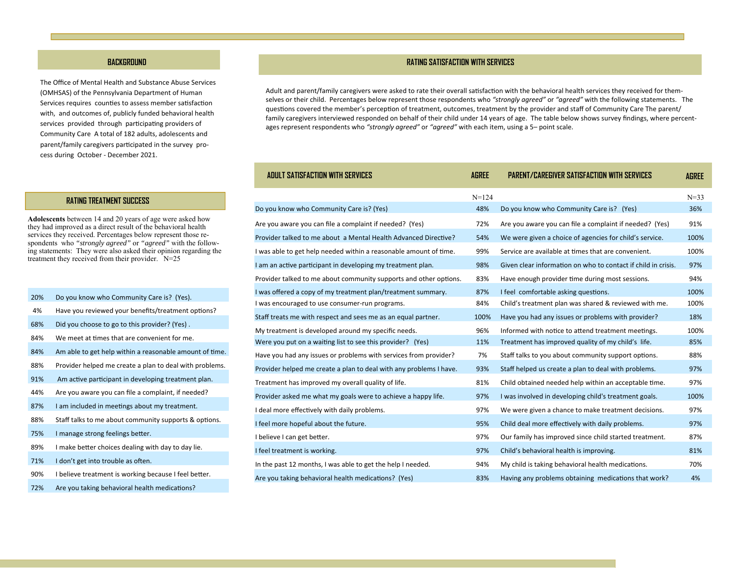## BACKGROUND

The Office of Mental Health and Substance Abuse Services (OMHSAS) of the Pennsylvania Department of Human Services requires counties to assess member satisfaction with, and outcomes of, publicly funded behavioral health services provided through participating providers of Community Care A total of 182 adults, adolescents and parent/family caregivers participated in the survey process during October - December 2021.

## RATING TREATMENT SUCCESS

**Adolescents** between 14 and 20 years of age were asked how they had improved as a direct result of the behavioral health services they received. Percentages below represent those respondents who *"strongly agreed"* or *"agreed"* with the following statements: They were also asked their opinion regarding the treatment they received from their provider. N=25

| | |
|---|---|
| 20% | Do you know who Community Care is? (Yes). |
| 4% | Have you reviewed your benefits/treatment options? |
| 68% | Did you choose to go to this provider? (Yes) . |
| 84% | We meet at times that are convenient for me. |
| 84% | Am able to get help within a reasonable amount of time. |
| 88% | Provider helped me create a plan to deal with problems. |
| 91% | Am active participant in developing treatment plan. |
| 44% | Are you aware you can file a complaint, if needed? |
| 87% | I am included in meetings about my treatment. |
| 88% | Staff talks to me about community supports & options. |
| 75% | I manage strong feelings better. |
| 89% | I make better choices dealing with day to day lie. |
| 71% | I don't get into trouble as often. |
| 90% | I believe treatment is working because I feel better. |
| 72% | Are you taking behavioral health medications? |

## RATING SATISFACTION WITH SERVICES

Adult and parent/family caregivers were asked to rate their overall satisfaction with the behavioral health services they received for themselves or their child. Percentages below represent those respondents who *"strongly agreed"* or *"agreed"* with the following statements. The questions covered the member's perception of treatment, outcomes, treatment by the provider and staff of Community Care The parent/family caregivers interviewed responded on behalf of their child under 14 years of age. The table below shows survey findings, where percentages represent respondents who *"strongly agreed"* or *"agreed"* with each item, using a 5– point scale.

| ADULT SATISFACTION WITH SERVICES | AGREE | PARENT/CAREGIVER SATISFACTION WITH SERVICES | AGREE |
|---|---|---|---|
| | N=124 | | N=33 |
| Do you know who Community Care is? (Yes) | 48% | Do you know who Community Care is? (Yes) | 36% |
| Are you aware you can file a complaint if needed? (Yes) | 72% | Are you aware you can file a complaint if needed? (Yes) | 91% |
| Provider talked to me about a Mental Health Advanced Directive? | 54% | We were given a choice of agencies for child's service. | 100% |
| I was able to get help needed within a reasonable amount of time. | 99% | Service are available at times that are convenient. | 100% |
| I am an active participant in developing my treatment plan. | 98% | Given clear information on who to contact if child in crisis. | 97% |
| Provider talked to me about community supports and other options. | 83% | Have enough provider time during most sessions. | 94% |
| I was offered a copy of my treatment plan/treatment summary. | 87% | I feel comfortable asking questions. | 100% |
| I was encouraged to use consumer-run programs. | 84% | Child's treatment plan was shared & reviewed with me. | 100% |
| Staff treats me with respect and sees me as an equal partner. | 100% | Have you had any issues or problems with provider? | 18% |
| My treatment is developed around my specific needs. | 96% | Informed with notice to attend treatment meetings. | 100% |
| Were you put on a waiting list to see this provider? (Yes) | 11% | Treatment has improved quality of my child's life. | 85% |
| Have you had any issues or problems with services from provider? | 7% | Staff talks to you about community support options. | 88% |
| Provider helped me create a plan to deal with any problems I have. | 93% | Staff helped us create a plan to deal with problems. | 97% |
| Treatment has improved my overall quality of life. | 81% | Child obtained needed help within an acceptable time. | 97% |
| Provider asked me what my goals were to achieve a happy life. | 97% | I was involved in developing child's treatment goals. | 100% |
| I deal more effectively with daily problems. | 97% | We were given a chance to make treatment decisions. | 97% |
| I feel more hopeful about the future. | 95% | Child deal more effectively with daily problems. | 97% |
| I believe I can get better. | 97% | Our family has improved since child started treatment. | 87% |
| I feel treatment is working. | 97% | Child's behavioral health is improving. | 81% |
| In the past 12 months, I was able to get the help I needed. | 94% | My child is taking behavioral health medications. | 70% |
| Are you taking behavioral health medications? (Yes) | 83% | Having any problems obtaining medications that work? | 4% |